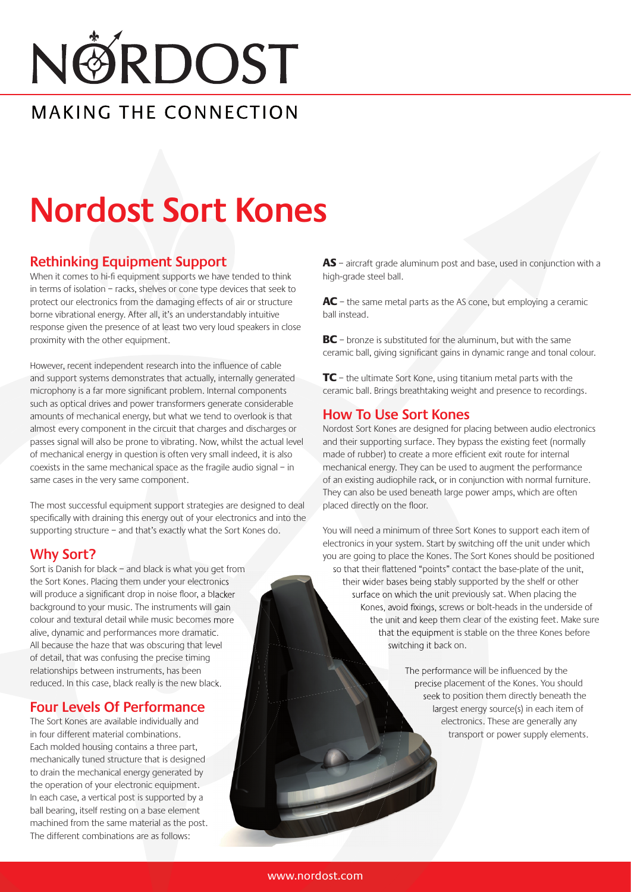# NORDOST

MAKING THE CONNECTION

# Nordost Sort Kones

## Rethinking Equipment Support

When it comes to hi-fi equipment supports we have tended to think in terms of isolation – racks, shelves or cone type devices that seek to protect our electronics from the damaging effects of air or structure borne vibrational energy. After all, it's an understandably intuitive response given the presence of at least two very loud speakers in close proximity with the other equipment.

However, recent independent research into the influence of cable and support systems demonstrates that actually, internally generated microphony is a far more significant problem. Internal components such as optical drives and power transformers generate considerable amounts of mechanical energy, but what we tend to overlook is that almost every component in the circuit that charges and discharges or passes signal will also be prone to vibrating. Now, whilst the actual level of mechanical energy in question is often very small indeed, it is also coexists in the same mechanical space as the fragile audio signal – in same cases in the very same component.

The most successful equipment support strategies are designed to deal specifically with draining this energy out of your electronics and into the supporting structure – and that's exactly what the Sort Kones do.

## Why Sort?

Sort is Danish for black – and black is what you get from the Sort Kones. Placing them under your electronics will produce a significant drop in noise floor, a blacker background to your music. The instruments will gain colour and textural detail while music becomes more alive, dynamic and performances more dramatic. All because the haze that was obscuring that level of detail, that was confusing the precise timing relationships between instruments, has been reduced. In this case, black really is the new black.

## Four Levels Of Performance

The Sort Kones are available individually and in four different material combinations. Each molded housing contains a three part, mechanically tuned structure that is designed to drain the mechanical energy generated by the operation of your electronic equipment. In each case, a vertical post is supported by a ball bearing, itself resting on a base element machined from the same material as the post. The different combinations are as follows:

**AS** – aircraft grade aluminum post and base, used in conjunction with a high-grade steel ball.

**AC** – the same metal parts as the AS cone, but employing a ceramic ball instead.

**BC** – bronze is substituted for the aluminum, but with the same ceramic ball, giving significant gains in dynamic range and tonal colour.

**TC** – the ultimate Sort Kone, using titanium metal parts with the ceramic ball. Brings breathtaking weight and presence to recordings.

## How To Use Sort Kones

Nordost Sort Kones are designed for placing between audio electronics and their supporting surface. They bypass the existing feet (normally made of rubber) to create a more efficient exit route for internal mechanical energy. They can be used to augment the performance of an existing audiophile rack, or in conjunction with normal furniture. They can also be used beneath large power amps, which are often placed directly on the floor.

You will need a minimum of three Sort Kones to support each item of electronics in your system. Start by switching off the unit under which you are going to place the Kones. The Sort Kones should be positioned so that their flattened "points" contact the base-plate of the unit, their wider bases being stably supported by the shelf or other surface on which the unit previously sat. When placing the Kones, avoid fixings, screws or bolt-heads in the underside of the unit and keep them clear of the existing feet. Make sure that the equipment is stable on the three Kones before switching it back on.

The performance will be influenced by the precise placement of the Kones. You should seek to position them directly beneath the largest energy source(s) in each item of electronics. These are generally any transport or power supply elements.

www.nordost.com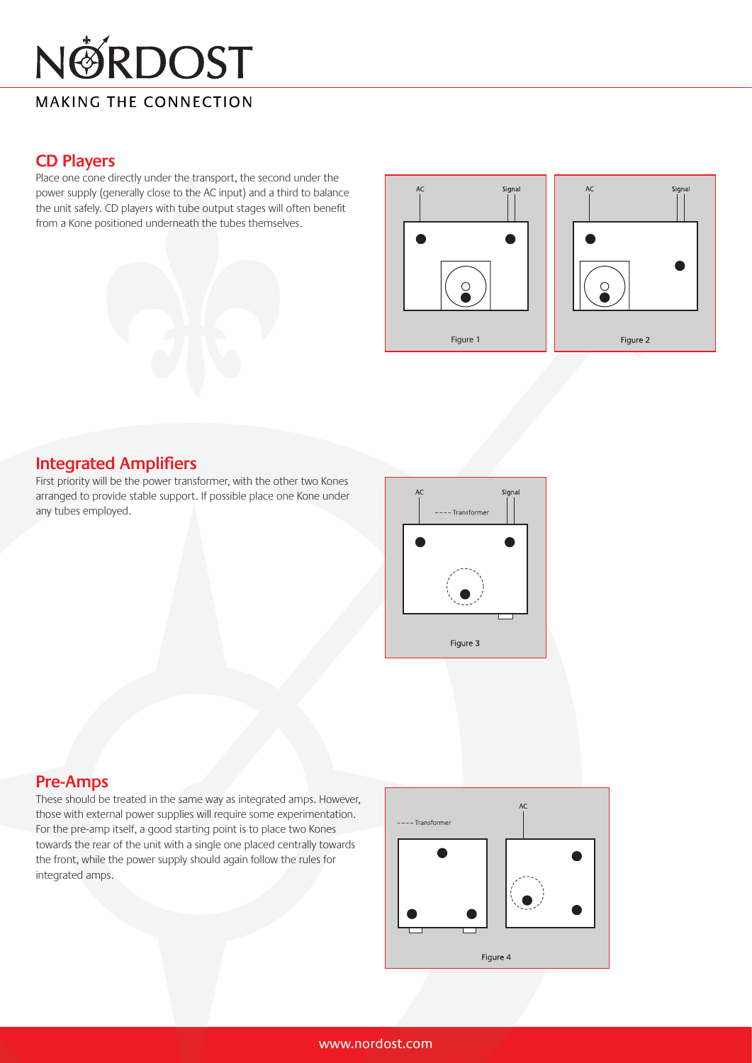# NORDOST

MAKING THE CONNECTION

## CD Players

Place one cone directly under the transport, the second under the power supply (generally close to the AC input) and a third to balance the unit safely. CD players with tube output stages will often benefit from a Kone positioned underneath the tubes themselves.

AC Signal

Figure 1

AC Signal

Figure 2

## Integrated Amplifiers

First priority will be the power transformer, with the other two Kones arranged to provide stable support. If possible place one Kone under any tubes employed.

AC ---- Transformer Signal

Figure 3

## Pre-Amps

These should be treated in the same way as integrated amps. However, those with external power supplies will require some experimentation. For the pre-amp itself, a good starting point is to place two Kones towards the rear of the unit with a single one placed centrally towards the front, while the power supply should again follow the rules for integrated amps.

---- Transformer AC

Figure 4

www.nordost.com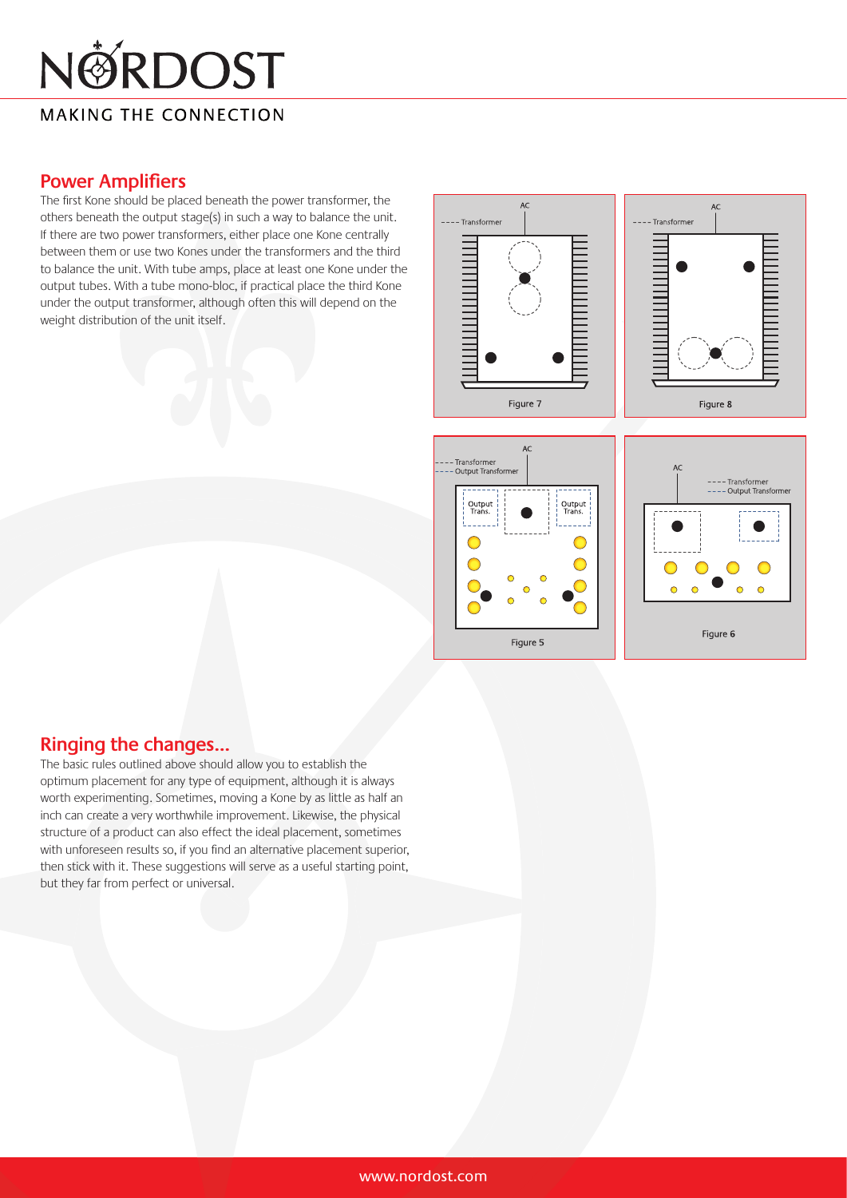## Power Amplifiers

The first Kone should be placed beneath the power transformer, the others beneath the output stage(s) in such a way to balance the unit. If there are two power transformers, either place one Kone centrally between them or use two Kones under the transformers and the third to balance the unit. With tube amps, place at least one Kone under the output tubes. With a tube mono-bloc, if practical place the third Kone under the output transformer, although often this will depend on the weight distribution of the unit itself.

Figure 7

Figure 8

Figure 5

Figure 6

## Ringing the changes...

The basic rules outlined above should allow you to establish the optimum placement for any type of equipment, although it is always worth experimenting. Sometimes, moving a Kone by as little as half an inch can create a very worthwhile improvement. Likewise, the physical structure of a product can also effect the ideal placement, sometimes with unforeseen results so, if you find an alternative placement superior, then stick with it. These suggestions will serve as a useful starting point, but they far from perfect or universal.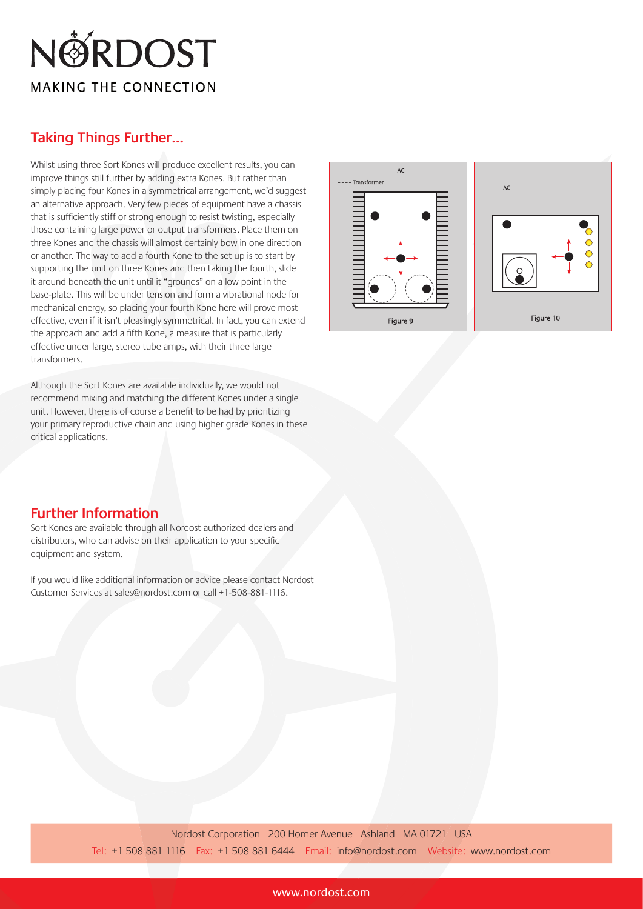# NORDOST

MAKING THE CONNECTION

## Taking Things Further...

Whilst using three Sort Kones will produce excellent results, you can improve things still further by adding extra Kones. But rather than simply placing four Kones in a symmetrical arrangement, we'd suggest an alternative approach. Very few pieces of equipment have a chassis that is sufficiently stiff or strong enough to resist twisting, especially those containing large power or output transformers. Place them on three Kones and the chassis will almost certainly bow in one direction or another. The way to add a fourth Kone to the set up is to start by supporting the unit on three Kones and then taking the fourth, slide it around beneath the unit until it "grounds" on a low point in the base-plate. This will be under tension and form a vibrational node for mechanical energy, so placing your fourth Kone here will prove most effective, even if it isn't pleasingly symmetrical. In fact, you can extend the approach and add a fifth Kone, a measure that is particularly effective under large, stereo tube amps, with their three large transformers.

AC

Transformer

Figure 9

AC

Figure 10

Although the Sort Kones are available individually, we would not recommend mixing and matching the different Kones under a single unit. However, there is of course a benefit to be had by prioritizing your primary reproductive chain and using higher grade Kones in these critical applications.

## Further Information

Sort Kones are available through all Nordost authorized dealers and distributors, who can advise on their application to your specific equipment and system.

If you would like additional information or advice please contact Nordost Customer Services at sales@nordost.com or call +1-508-881-1116.

Nordost Corporation 200 Homer Avenue Ashland MA 01721 USA

Tel: +1 508 881 1116 Fax: +1 508 881 6444 Email: info@nordost.com Website: www.nordost.com

www.nordost.com